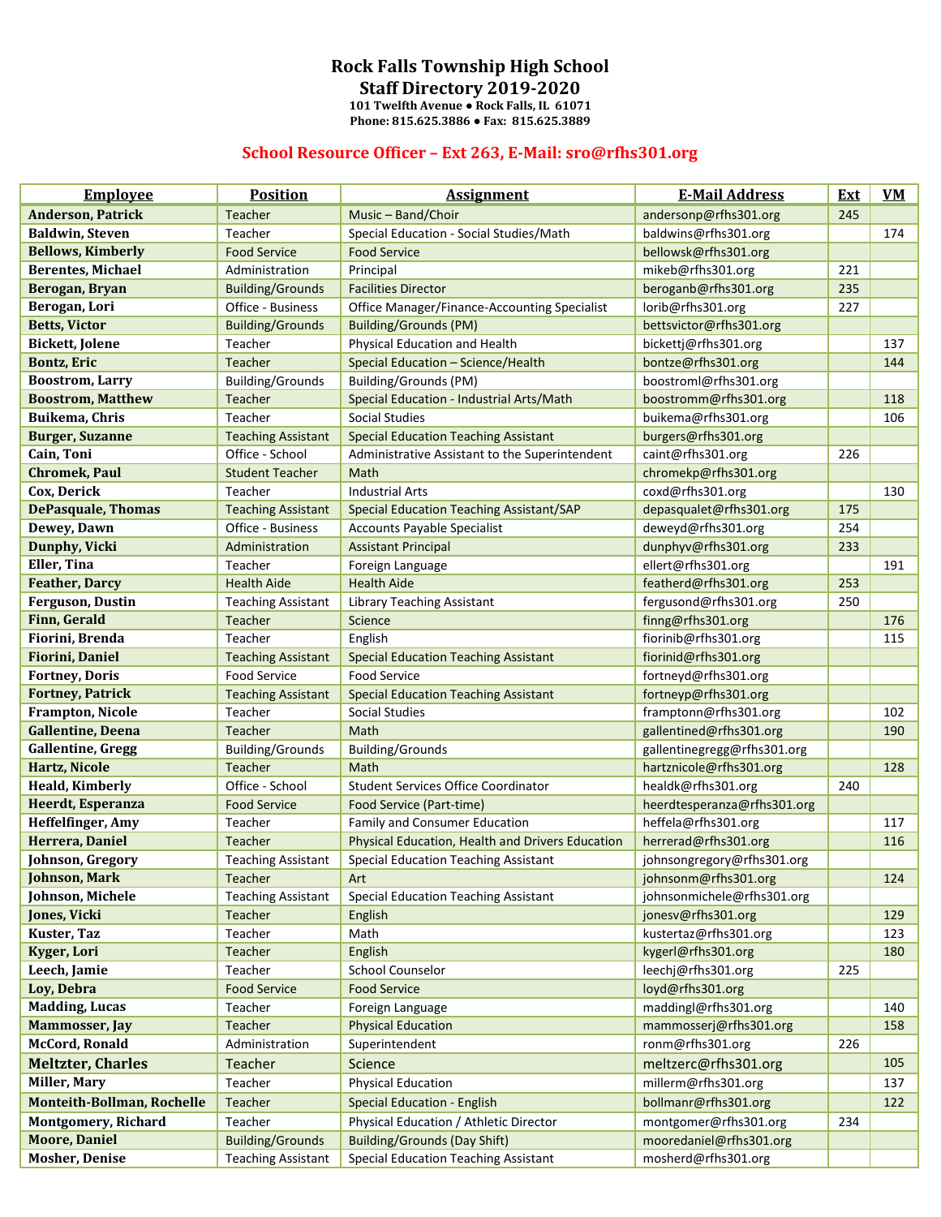# Rock Falls Township High School

## Staff Directory 2019-2020

**101 Twelfth Avenue ● Rock Falls, IL 61071**
**Phone: 815.625.3886 ● Fax: 815.625.3889**

### School Resource Officer – Ext 263, E-Mail: sro@rfhs301.org

| Employee | Position | Assignment | E-Mail Address | Ext | VM |
|---|---|---|---|---|---|
| **Anderson, Patrick** | Teacher | Music – Band/Choir | andersonp@rfhs301.org | 245 | |
| **Baldwin, Steven** | Teacher | Special Education - Social Studies/Math | baldwins@rfhs301.org | | 174 |
| **Bellows, Kimberly** | Food Service | Food Service | bellowsk@rfhs301.org | | |
| **Berentes, Michael** | Administration | Principal | mikeb@rfhs301.org | 221 | |
| **Berogan, Bryan** | Building/Grounds | Facilities Director | beroganb@rfhs301.org | 235 | |
| **Berogan, Lori** | Office - Business | Office Manager/Finance-Accounting Specialist | lorib@rfhs301.org | 227 | |
| **Betts, Victor** | Building/Grounds | Building/Grounds (PM) | bettsvictor@rfhs301.org | | |
| **Bickett, Jolene** | Teacher | Physical Education and Health | bickettj@rfhs301.org | | 137 |
| **Bontz, Eric** | Teacher | Special Education – Science/Health | bontze@rfhs301.org | | 144 |
| **Boostrom, Larry** | Building/Grounds | Building/Grounds (PM) | boostroml@rfhs301.org | | |
| **Boostrom, Matthew** | Teacher | Special Education - Industrial Arts/Math | boostromm@rfhs301.org | | 118 |
| **Buikema, Chris** | Teacher | Social Studies | buikema@rfhs301.org | | 106 |
| **Burger, Suzanne** | Teaching Assistant | Special Education Teaching Assistant | burgers@rfhs301.org | | |
| **Cain, Toni** | Office - School | Administrative Assistant to the Superintendent | caint@rfhs301.org | 226 | |
| **Chromek, Paul** | Student Teacher | Math | chromekp@rfhs301.org | | |
| **Cox, Derick** | Teacher | Industrial Arts | coxd@rfhs301.org | | 130 |
| **DePasquale, Thomas** | Teaching Assistant | Special Education Teaching Assistant/SAP | depasqualet@rfhs301.org | 175 | |
| **Dewey, Dawn** | Office - Business | Accounts Payable Specialist | deweyd@rfhs301.org | 254 | |
| **Dunphy, Vicki** | Administration | Assistant Principal | dunphyv@rfhs301.org | 233 | |
| **Eller, Tina** | Teacher | Foreign Language | ellert@rfhs301.org | | 191 |
| **Feather, Darcy** | Health Aide | Health Aide | featherd@rfhs301.org | 253 | |
| **Ferguson, Dustin** | Teaching Assistant | Library Teaching Assistant | fergusond@rfhs301.org | 250 | |
| **Finn, Gerald** | Teacher | Science | finng@rfhs301.org | | 176 |
| **Fiorini, Brenda** | Teacher | English | fiorinib@rfhs301.org | | 115 |
| **Fiorini, Daniel** | Teaching Assistant | Special Education Teaching Assistant | fiorinid@rfhs301.org | | |
| **Fortney, Doris** | Food Service | Food Service | fortneyd@rfhs301.org | | |
| **Fortney, Patrick** | Teaching Assistant | Special Education Teaching Assistant | fortneyp@rfhs301.org | | |
| **Frampton, Nicole** | Teacher | Social Studies | framptonn@rfhs301.org | | 102 |
| **Gallentine, Deena** | Teacher | Math | gallentined@rfhs301.org | | 190 |
| **Gallentine, Gregg** | Building/Grounds | Building/Grounds | gallentinegregg@rfhs301.org | | |
| **Hartz, Nicole** | Teacher | Math | hartznicole@rfhs301.org | | 128 |
| **Heald, Kimberly** | Office - School | Student Services Office Coordinator | healdk@rfhs301.org | 240 | |
| **Heerdt, Esperanza** | Food Service | Food Service (Part-time) | heerdtesperanza@rfhs301.org | | |
| **Heffelfinger, Amy** | Teacher | Family and Consumer Education | heffela@rfhs301.org | | 117 |
| **Herrera, Daniel** | Teacher | Physical Education, Health and Drivers Education | herrerad@rfhs301.org | | 116 |
| **Johnson, Gregory** | Teaching Assistant | Special Education Teaching Assistant | johnsongregory@rfhs301.org | | |
| **Johnson, Mark** | Teacher | Art | johnsonm@rfhs301.org | | 124 |
| **Johnson, Michele** | Teaching Assistant | Special Education Teaching Assistant | johnsonmichele@rfhs301.org | | |
| **Jones, Vicki** | Teacher | English | jonesv@rfhs301.org | | 129 |
| **Kuster, Taz** | Teacher | Math | kustertaz@rfhs301.org | | 123 |
| **Kyger, Lori** | Teacher | English | kygerl@rfhs301.org | | 180 |
| **Leech, Jamie** | Teacher | School Counselor | leechj@rfhs301.org | 225 | |
| **Loy, Debra** | Food Service | Food Service | loyd@rfhs301.org | | |
| **Madding, Lucas** | Teacher | Foreign Language | maddingl@rfhs301.org | | 140 |
| **Mammosser, Jay** | Teacher | Physical Education | mammosserj@rfhs301.org | | 158 |
| **McCord, Ronald** | Administration | Superintendent | ronm@rfhs301.org | 226 | |
| **Meltzter, Charles** | Teacher | Science | meltzerc@rfhs301.org | | 105 |
| **Miller, Mary** | Teacher | Physical Education | millerm@rfhs301.org | | 137 |
| **Monteith-Bollman, Rochelle** | Teacher | Special Education - English | bollmanr@rfhs301.org | | 122 |
| **Montgomery, Richard** | Teacher | Physical Education / Athletic Director | montgomer@rfhs301.org | 234 | |
| **Moore, Daniel** | Building/Grounds | Building/Grounds (Day Shift) | mooredaniel@rfhs301.org | | |
| **Mosher, Denise** | Teaching Assistant | Special Education Teaching Assistant | mosherd@rfhs301.org | | |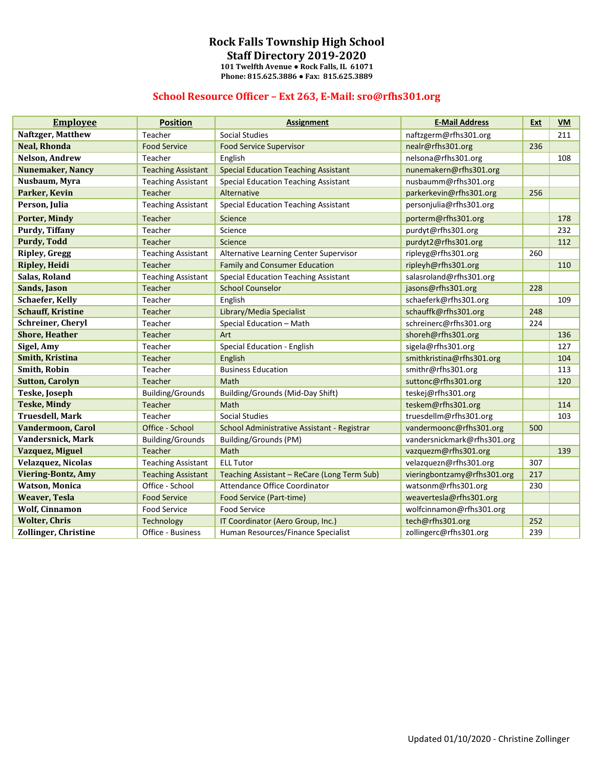# Rock Falls Township High School
## Staff Directory 2019-2020

**101 Twelfth Avenue • Rock Falls, IL 61071**
**Phone: 815.625.3886 • Fax: 815.625.3889**

### School Resource Officer – Ext 263, E-Mail: sro@rfhs301.org

| Employee | Position | Assignment | E-Mail Address | Ext | VM |
|---|---|---|---|---|---|
| **Naftzger, Matthew** | Teacher | Social Studies | naftzgerm@rfhs301.org | | 211 |
| **Neal, Rhonda** | Food Service | Food Service Supervisor | nealr@rfhs301.org | 236 | |
| **Nelson, Andrew** | Teacher | English | nelsona@rfhs301.org | | 108 |
| **Nunemaker, Nancy** | Teaching Assistant | Special Education Teaching Assistant | nunemakern@rfhs301.org | | |
| **Nusbaum, Myra** | Teaching Assistant | Special Education Teaching Assistant | nusbaumm@rfhs301.org | | |
| **Parker, Kevin** | Teacher | Alternative | parkerkevin@rfhs301.org | 256 | |
| **Person, Julia** | Teaching Assistant | Special Education Teaching Assistant | personjulia@rfhs301.org | | |
| **Porter, Mindy** | Teacher | Science | porterm@rfhs301.org | | 178 |
| **Purdy, Tiffany** | Teacher | Science | purdyt@rfhs301.org | | 232 |
| **Purdy, Todd** | Teacher | Science | purdyt2@rfhs301.org | | 112 |
| **Ripley, Gregg** | Teaching Assistant | Alternative Learning Center Supervisor | ripleyg@rfhs301.org | 260 | |
| **Ripley, Heidi** | Teacher | Family and Consumer Education | ripleyh@rfhs301.org | | 110 |
| **Salas, Roland** | Teaching Assistant | Special Education Teaching Assistant | salasroland@rfhs301.org | | |
| **Sands, Jason** | Teacher | School Counselor | jasons@rfhs301.org | 228 | |
| **Schaefer, Kelly** | Teacher | English | schaeferk@rfhs301.org | | 109 |
| **Schauff, Kristine** | Teacher | Library/Media Specialist | schauffk@rfhs301.org | 248 | |
| **Schreiner, Cheryl** | Teacher | Special Education – Math | schreinerc@rfhs301.org | 224 | |
| **Shore, Heather** | Teacher | Art | shoreh@rfhs301.org | | 136 |
| **Sigel, Amy** | Teacher | Special Education - English | sigela@rfhs301.org | | 127 |
| **Smith, Kristina** | Teacher | English | smithkristina@rfhs301.org | | 104 |
| **Smith, Robin** | Teacher | Business Education | smithr@rfhs301.org | | 113 |
| **Sutton, Carolyn** | Teacher | Math | suttonc@rfhs301.org | | 120 |
| **Teske, Joseph** | Building/Grounds | Building/Grounds (Mid-Day Shift) | teskej@rfhs301.org | | |
| **Teske, Mindy** | Teacher | Math | teskem@rfhs301.org | | 114 |
| **Truesdell, Mark** | Teacher | Social Studies | truesdellm@rfhs301.org | | 103 |
| **Vandermoon, Carol** | Office - School | School Administrative Assistant - Registrar | vandermoonc@rfhs301.org | 500 | |
| **Vandersnick, Mark** | Building/Grounds | Building/Grounds (PM) | vandersnickmark@rfhs301.org | | |
| **Vazquez, Miguel** | Teacher | Math | vazquezm@rfhs301.org | | 139 |
| **Velazquez, Nicolas** | Teaching Assistant | ELL Tutor | velazquezn@rfhs301.org | 307 | |
| **Viering-Bontz, Amy** | Teaching Assistant | Teaching Assistant – ReCare (Long Term Sub) | vieringbontzamy@rfhs301.org | 217 | |
| **Watson, Monica** | Office - School | Attendance Office Coordinator | watsonm@rfhs301.org | 230 | |
| **Weaver, Tesla** | Food Service | Food Service (Part-time) | weavertesla@rfhs301.org | | |
| **Wolf, Cinnamon** | Food Service | Food Service | wolfcinnamon@rfhs301.org | | |
| **Wolter, Chris** | Technology | IT Coordinator (Aero Group, Inc.) | tech@rfhs301.org | 252 | |
| **Zollinger, Christine** | Office - Business | Human Resources/Finance Specialist | zollingerc@rfhs301.org | 239 | |

Updated 01/10/2020 - Christine Zollinger